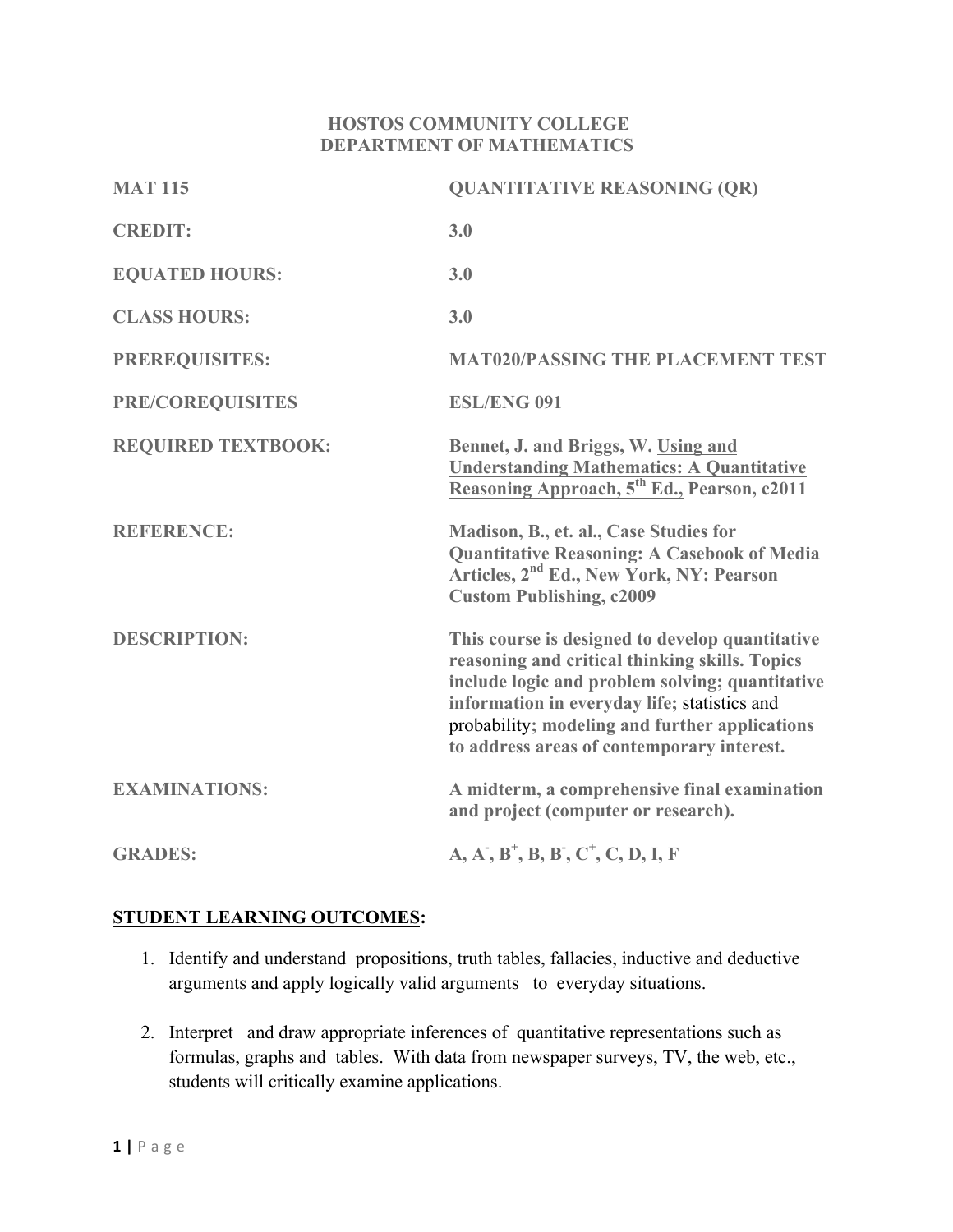**HOSTOS COMMUNITY COLLEGE**
**DEPARTMENT OF MATHEMATICS**

| | |
|---|---|
| **MAT 115** | **QUANTITATIVE REASONING (QR)** |
| **CREDIT:** | **3.0** |
| **EQUATED HOURS:** | **3.0** |
| **CLASS HOURS:** | **3.0** |
| **PREREQUISITES:** | **MAT020/PASSING THE PLACEMENT TEST** |
| **PRE/COREQUISITES** | **ESL/ENG 091** |
| **REQUIRED TEXTBOOK:** | **Bennet, J. and Briggs, W. Using and Understanding Mathematics: A Quantitative Reasoning Approach, 5th Ed., Pearson, c2011** |
| **REFERENCE:** | **Madison, B., et. al., Case Studies for Quantitative Reasoning: A Casebook of Media Articles, 2nd Ed., New York, NY: Pearson Custom Publishing, c2009** |
| **DESCRIPTION:** | **This course is designed to develop quantitative reasoning and critical thinking skills. Topics include logic and problem solving; quantitative information in everyday life; statistics and probability; modeling and further applications to address areas of contemporary interest.** |
| **EXAMINATIONS:** | **A midterm, a comprehensive final examination and project (computer or research).** |
| **GRADES:** | **A, A-, B+, B, B-, C+, C, D, I, F** |

## STUDENT LEARNING OUTCOMES:

1. Identify and understand propositions, truth tables, fallacies, inductive and deductive arguments and apply logically valid arguments to everyday situations.

2. Interpret and draw appropriate inferences of quantitative representations such as formulas, graphs and tables. With data from newspaper surveys, TV, the web, etc., students will critically examine applications.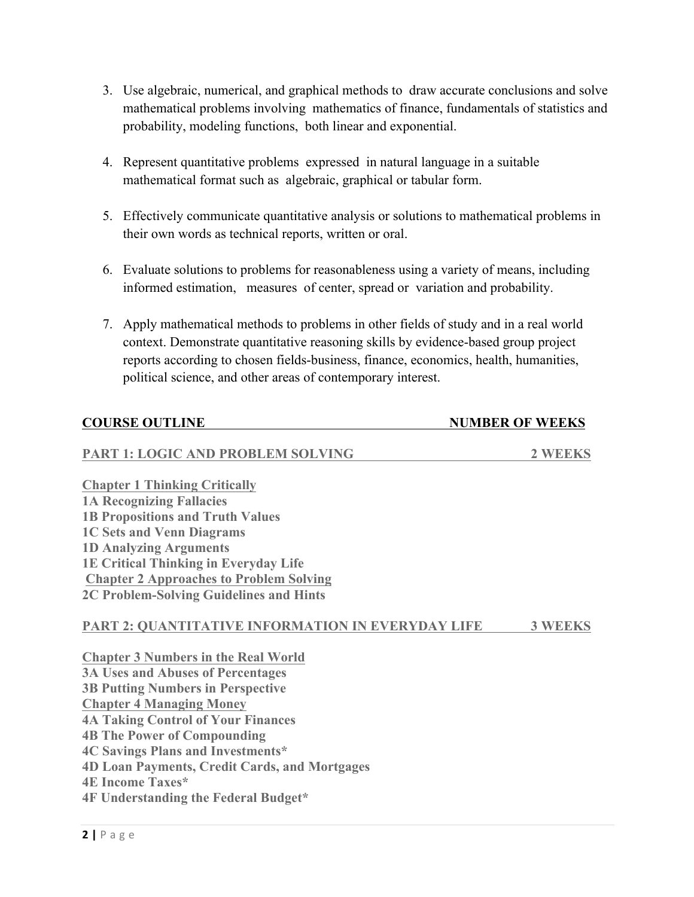3. Use algebraic, numerical, and graphical methods to draw accurate conclusions and solve mathematical problems involving mathematics of finance, fundamentals of statistics and probability, modeling functions, both linear and exponential.

4. Represent quantitative problems expressed in natural language in a suitable mathematical format such as algebraic, graphical or tabular form.

5. Effectively communicate quantitative analysis or solutions to mathematical problems in their own words as technical reports, written or oral.

6. Evaluate solutions to problems for reasonableness using a variety of means, including informed estimation, measures of center, spread or variation and probability.

7. Apply mathematical methods to problems in other fields of study and in a real world context. Demonstrate quantitative reasoning skills by evidence-based group project reports according to chosen fields-business, finance, economics, health, humanities, political science, and other areas of contemporary interest.

**COURSE OUTLINE — NUMBER OF WEEKS**

**PART 1: LOGIC AND PROBLEM SOLVING — 2 WEEKS**

**Chapter 1 Thinking Critically**
**1A Recognizing Fallacies**
**1B Propositions and Truth Values**
**1C Sets and Venn Diagrams**
**1D Analyzing Arguments**
**1E Critical Thinking in Everyday Life**
**Chapter 2 Approaches to Problem Solving**
**2C Problem-Solving Guidelines and Hints**

**PART 2: QUANTITATIVE INFORMATION IN EVERYDAY LIFE — 3 WEEKS**

**Chapter 3 Numbers in the Real World**
**3A Uses and Abuses of Percentages**
**3B Putting Numbers in Perspective**
**Chapter 4 Managing Money**
**4A Taking Control of Your Finances**
**4B The Power of Compounding**
**4C Savings Plans and Investments***
**4D Loan Payments, Credit Cards, and Mortgages**
**4E Income Taxes***
**4F Understanding the Federal Budget***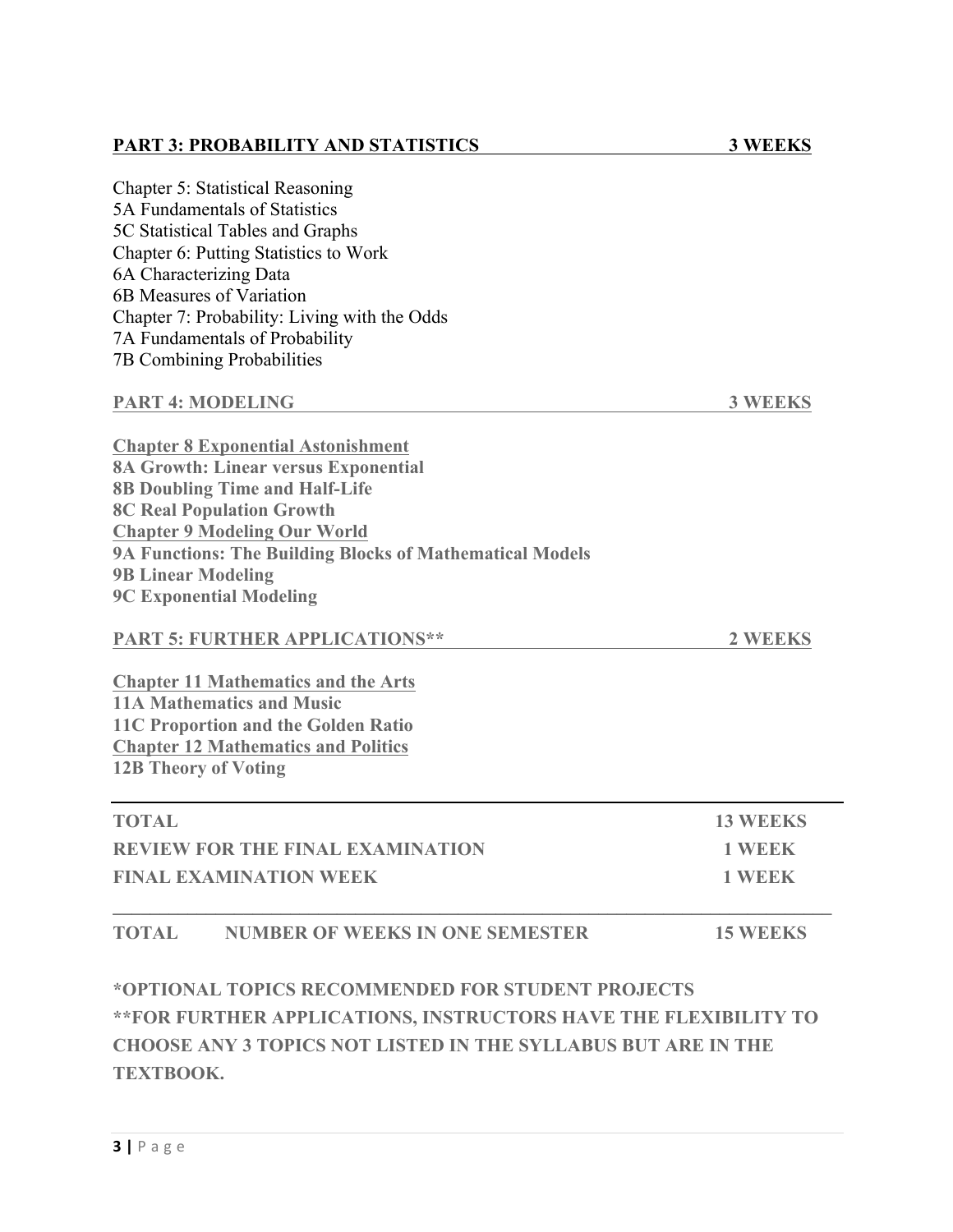**PART 3: PROBABILITY AND STATISTICS 3 WEEKS**

Chapter 5: Statistical Reasoning
5A Fundamentals of Statistics
5C Statistical Tables and Graphs
Chapter 6: Putting Statistics to Work
6A Characterizing Data
6B Measures of Variation
Chapter 7: Probability: Living with the Odds
7A Fundamentals of Probability
7B Combining Probabilities

**PART 4: MODELING 3 WEEKS**

**Chapter 8 Exponential Astonishment**
**8A Growth: Linear versus Exponential**
**8B Doubling Time and Half-Life**
**8C Real Population Growth**
**Chapter 9 Modeling Our World**
**9A Functions: The Building Blocks of Mathematical Models**
**9B Linear Modeling**
**9C Exponential Modeling**

**PART 5: FURTHER APPLICATIONS** 2 WEEKS**

**Chapter 11 Mathematics and the Arts**
**11A Mathematics and Music**
**11C Proportion and the Golden Ratio**
**Chapter 12 Mathematics and Politics**
**12B Theory of Voting**

| | |
|---|---|
| **TOTAL** | **13 WEEKS** |
| **REVIEW FOR THE FINAL EXAMINATION** | **1 WEEK** |
| **FINAL EXAMINATION WEEK** | **1 WEEK** |
| **TOTAL NUMBER OF WEEKS IN ONE SEMESTER** | **15 WEEKS** |

**\*OPTIONAL TOPICS RECOMMENDED FOR STUDENT PROJECTS**
**\*\*FOR FURTHER APPLICATIONS, INSTRUCTORS HAVE THE FLEXIBILITY TO CHOOSE ANY 3 TOPICS NOT LISTED IN THE SYLLABUS BUT ARE IN THE TEXTBOOK.**